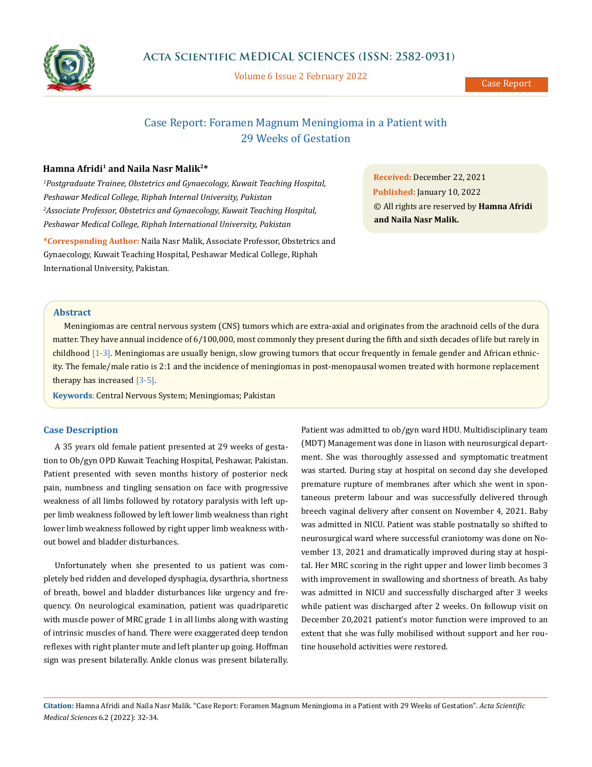# Case Report: Foramen Magnum Meningioma in a Patient with 29 Weeks of Gestation

**Hamna Afridi[1] and Naila Nasr Malik[2]***

*[1]Postgraduate Trainee, Obstetrics and Gynaecology, Kuwait Teaching Hospital, Peshawar Medical College, Riphah Internal University, Pakistan*

*[2]Associate Professor, Obstetrics and Gynaecology, Kuwait Teaching Hospital, Peshawar Medical College, Riphah International University, Pakistan*

***Corresponding Author:** Naila Nasr Malik, Associate Professor, Obstetrics and Gynaecology, Kuwait Teaching Hospital, Peshawar Medical College, Riphah International University, Pakistan.

**Received:** December 22, 2021

**Published:** January 10, 2022

© All rights are reserved by **Hamna Afridi and Naila Nasr Malik.**

## Abstract

Meningiomas are central nervous system (CNS) tumors which are extra-axial and originates from the arachnoid cells of the dura matter. They have annual incidence of 6/100,000, most commonly they present during the fifth and sixth decades of life but rarely in childhood [1-3]. Meningiomas are usually benign, slow growing tumors that occur frequently in female gender and African ethnicity. The female/male ratio is 2:1 and the incidence of meningiomas in post-menopausal women treated with hormone replacement therapy has increased [3-5].

**Keywords**: Central Nervous System; Meningiomas; Pakistan

## Case Description

A 35 years old female patient presented at 29 weeks of gestation to Ob/gyn OPD Kuwait Teaching Hospital, Peshawar, Pakistan. Patient presented with seven months history of posterior neck pain, numbness and tingling sensation on face with progressive weakness of all limbs followed by rotatory paralysis with left upper limb weakness followed by left lower limb weakness than right lower limb weakness followed by right upper limb weakness without bowel and bladder disturbances.

Unfortunately when she presented to us patient was completely bed ridden and developed dysphagia, dysarthria, shortness of breath, bowel and bladder disturbances like urgency and frequency. On neurological examination, patient was quadriparetic with muscle power of MRC grade 1 in all limbs along with wasting of intrinsic muscles of hand. There were exaggerated deep tendon reflexes with right planter mute and left planter up going. Hoffman sign was present bilaterally. Ankle clonus was present bilaterally.

Patient was admitted to ob/gyn ward HDU. Multidisciplinary team (MDT) Management was done in liason with neurosurgical department. She was thoroughly assessed and symptomatic treatment was started. During stay at hospital on second day she developed premature rupture of membranes after which she went in spontaneous preterm labour and was successfully delivered through breech vaginal delivery after consent on November 4, 2021. Baby was admitted in NICU. Patient was stable postnatally so shifted to neurosurgical ward where successful craniotomy was done on November 13, 2021 and dramatically improved during stay at hospital. Her MRC scoring in the right upper and lower limb becomes 3 with improvement in swallowing and shortness of breath. As baby was admitted in NICU and successfully discharged after 3 weeks while patient was discharged after 2 weeks. On followup visit on December 20,2021 patient's motor function were improved to an extent that she was fully mobilised without support and her routine household activities were restored.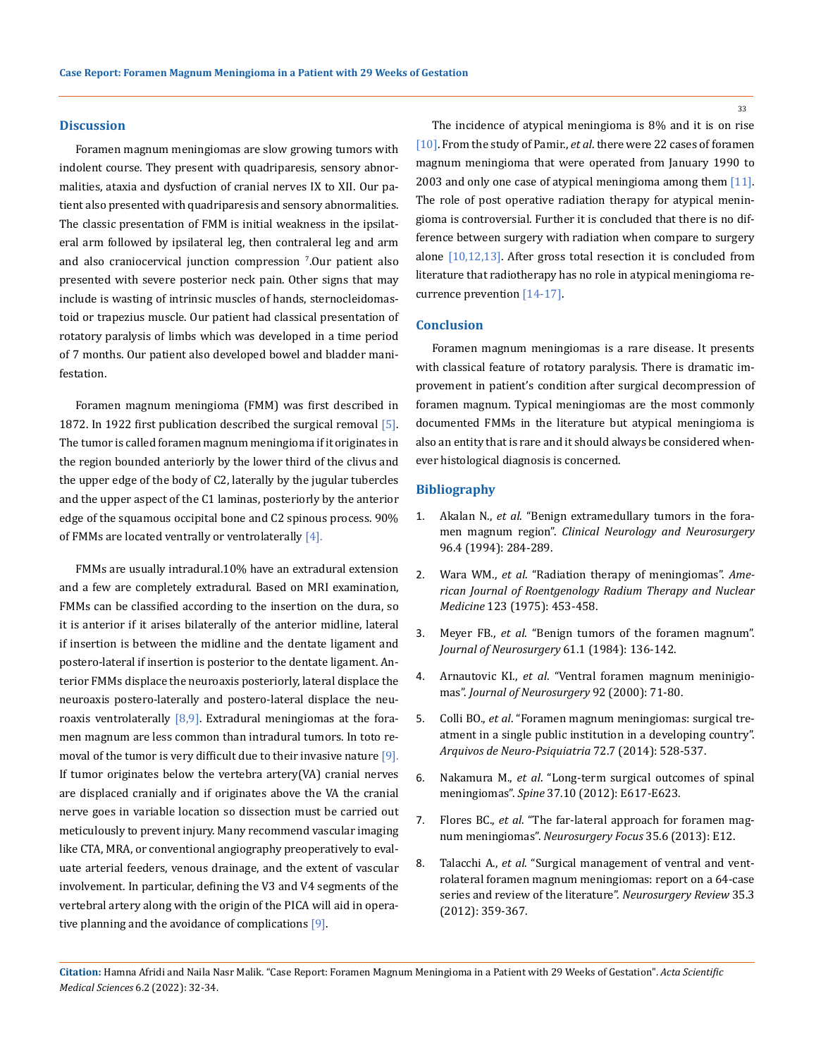## Discussion

Foramen magnum meningiomas are slow growing tumors with indolent course. They present with quadriparesis, sensory abnormalities, ataxia and dysfuction of cranial nerves IX to XII. Our patient also presented with quadriparesis and sensory abnormalities. The classic presentation of FMM is initial weakness in the ipsilateral arm followed by ipsilateral leg, then contralateral leg and arm and also craniocervical junction compression [7].Our patient also presented with severe posterior neck pain. Other signs that may include is wasting of intrinsic muscles of hands, sternocleidomastoid or trapezius muscle. Our patient had classical presentation of rotatory paralysis of limbs which was developed in a time period of 7 months. Our patient also developed bowel and bladder manifestation.

Foramen magnum meningioma (FMM) was first described in 1872. In 1922 first publication described the surgical removal [5]. The tumor is called foramen magnum meningioma if it originates in the region bounded anteriorly by the lower third of the clivus and the upper edge of the body of C2, laterally by the jugular tubercles and the upper aspect of the C1 laminas, posteriorly by the anterior edge of the squamous occipital bone and C2 spinous process. 90% of FMMs are located ventrally or ventrolaterally [4].

FMMs are usually intradural.10% have an extradural extension and a few are completely extradural. Based on MRI examination, FMMs can be classified according to the insertion on the dura, so it is anterior if it arises bilaterally of the anterior midline, lateral if insertion is between the midline and the dentate ligament and postero-lateral if insertion is posterior to the dentate ligament. Anterior FMMs displace the neuroaxis posteriorly, lateral displace the neuroaxis postero-laterally and postero-lateral displace the neuroaxis ventrolaterally [8,9]. Extradural meningiomas at the foramen magnum are less common than intradural tumors. In toto removal of the tumor is very difficult due to their invasive nature [9]. If tumor originates below the vertebra artery(VA) cranial nerves are displaced cranially and if originates above the VA the cranial nerve goes in variable location so dissection must be carried out meticulously to prevent injury. Many recommend vascular imaging like CTA, MRA, or conventional angiography preoperatively to evaluate arterial feeders, venous drainage, and the extent of vascular involvement. In particular, defining the V3 and V4 segments of the vertebral artery along with the origin of the PICA will aid in operative planning and the avoidance of complications [9].

The incidence of atypical meningioma is 8% and it is on rise [10]. From the study of Pamir., *et al*. there were 22 cases of foramen magnum meningioma that were operated from January 1990 to 2003 and only one case of atypical meningioma among them [11]. The role of post operative radiation therapy for atypical meningioma is controversial. Further it is concluded that there is no difference between surgery with radiation when compare to surgery alone [10,12,13]. After gross total resection it is concluded from literature that radiotherapy has no role in atypical meningioma recurrence prevention [14-17].

## Conclusion

Foramen magnum meningiomas is a rare disease. It presents with classical feature of rotatory paralysis. There is dramatic improvement in patient's condition after surgical decompression of foramen magnum. Typical meningiomas are the most commonly documented FMMs in the literature but atypical meningioma is also an entity that is rare and it should always be considered whenever histological diagnosis is concerned.

## Bibliography

1. Akalan N., *et al*. "Benign extramedullary tumors in the foramen magnum region". *Clinical Neurology and Neurosurgery* 96.4 (1994): 284-289.
2. Wara WM., *et al*. "Radiation therapy of meningiomas". *American Journal of Roentgenology Radium Therapy and Nuclear Medicine* 123 (1975): 453-458.
3. Meyer FB., *et al*. "Benign tumors of the foramen magnum". *Journal of Neurosurgery* 61.1 (1984): 136-142.
4. Arnautovic KI., *et al*. "Ventral foramen magnum meninigiomas". *Journal of Neurosurgery* 92 (2000): 71-80.
5. Colli BO., *et al*. "Foramen magnum meningiomas: surgical treatment in a single public institution in a developing country". *Arquivos de Neuro-Psiquiatria* 72.7 (2014): 528-537.
6. Nakamura M., *et al*. "Long-term surgical outcomes of spinal meningiomas". *Spine* 37.10 (2012): E617-E623.
7. Flores BC., *et al*. "The far-lateral approach for foramen magnum meningiomas". *Neurosurgery Focus* 35.6 (2013): E12.
8. Talacchi A., *et al*. "Surgical management of ventral and ventrolateral foramen magnum meningiomas: report on a 64-case series and review of the literature". *Neurosurgery Review* 35.3 (2012): 359-367.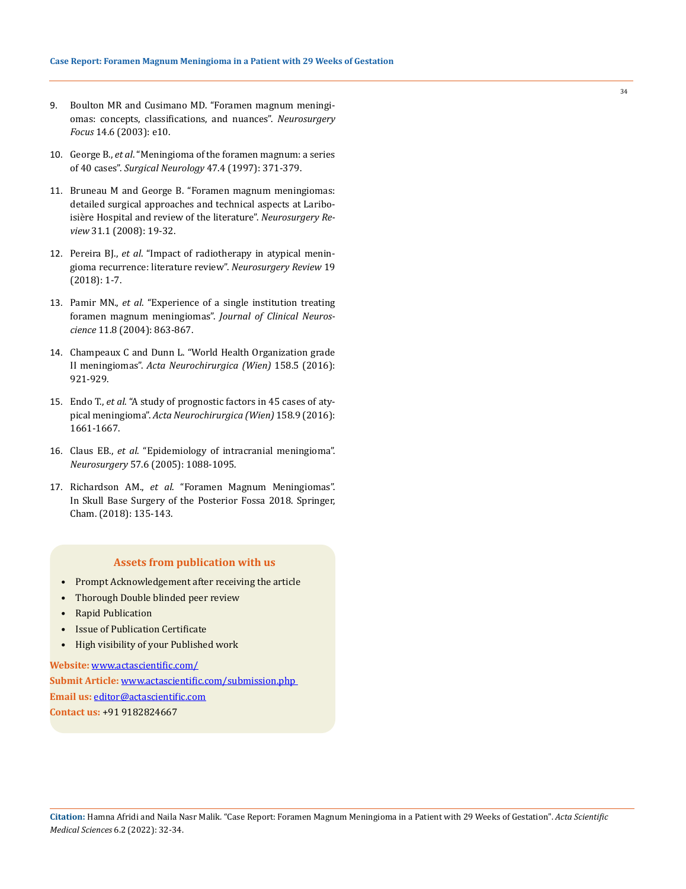9. Boulton MR and Cusimano MD. "Foramen magnum meningiomas: concepts, classifications, and nuances". *Neurosurgery Focus* 14.6 (2003): e10.
10. George B., *et al*. "Meningioma of the foramen magnum: a series of 40 cases". *Surgical Neurology* 47.4 (1997): 371-379.
11. Bruneau M and George B. "Foramen magnum meningiomas: detailed surgical approaches and technical aspects at Lariboisière Hospital and review of the literature". *Neurosurgery Review* 31.1 (2008): 19-32.
12. Pereira BJ., *et al*. "Impact of radiotherapy in atypical meningioma recurrence: literature review". *Neurosurgery Review* 19 (2018): 1-7.
13. Pamir MN., *et al*. "Experience of a single institution treating foramen magnum meningiomas". *Journal of Clinical Neuroscience* 11.8 (2004): 863-867.
14. Champeaux C and Dunn L. "World Health Organization grade II meningiomas". *Acta Neurochirurgica (Wien)* 158.5 (2016): 921-929.
15. Endo T., *et al*. "A study of prognostic factors in 45 cases of atypical meningioma". *Acta Neurochirurgica (Wien)* 158.9 (2016): 1661-1667.
16. Claus EB., *et al*. "Epidemiology of intracranial meningioma". *Neurosurgery* 57.6 (2005): 1088-1095.
17. Richardson AM., *et al*. "Foramen Magnum Meningiomas". In Skull Base Surgery of the Posterior Fossa 2018. Springer, Cham. (2018): 135-143.

**Assets from publication with us**

- Prompt Acknowledgement after receiving the article
- Thorough Double blinded peer review
- Rapid Publication
- Issue of Publication Certificate
- High visibility of your Published work

**Website:** www.actascientific.com/
**Submit Article:** www.actascientific.com/submission.php
**Email us:** editor@actascientific.com
**Contact us:** +91 9182824667